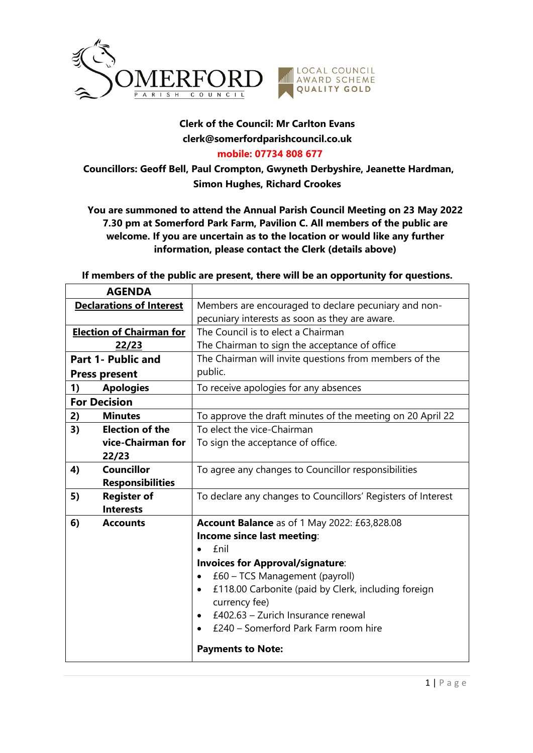**Clerk of the Council: Mr Carlton Evans**
**clerk@somerfordparishcouncil.co.uk**
**mobile: 07734 808 677**

**Councillors: Geoff Bell, Paul Crompton, Gwyneth Derbyshire, Jeanette Hardman, Simon Hughes, Richard Crookes**

**You are summoned to attend the Annual Parish Council Meeting on 23 May 2022 7.30 pm at Somerford Park Farm, Pavilion C. All members of the public are welcome. If you are uncertain as to the location or would like any further information, please contact the Clerk (details above)**

**If members of the public are present, there will be an opportunity for questions.**

| AGENDA | |
|---|---|
| **Declarations of Interest** | Members are encouraged to declare pecuniary and non-pecuniary interests as soon as they are aware. |
| **Election of Chairman for 22/23** | The Council is to elect a Chairman<br>The Chairman to sign the acceptance of office |
| **Part 1- Public and Press present** | The Chairman will invite questions from members of the public. |
| **1) Apologies** | To receive apologies for any absences |
| **For Decision** | |
| **2) Minutes** | To approve the draft minutes of the meeting on 20 April 22 |
| **3) Election of the vice-Chairman for 22/23** | To elect the vice-Chairman<br>To sign the acceptance of office. |
| **4) Councillor Responsibilities** | To agree any changes to Councillor responsibilities |
| **5) Register of Interests** | To declare any changes to Councillors' Registers of Interest |
| **6) Accounts** | **Account Balance** as of 1 May 2022: £63,828.08<br>**Income since last meeting**:<br>• £nil<br>**Invoices for Approval/signature**:<br>• £60 – TCS Management (payroll)<br>• £118.00 Carbonite (paid by Clerk, including foreign currency fee)<br>• £402.63 – Zurich Insurance renewal<br>• £240 – Somerford Park Farm room hire<br>**Payments to Note:** |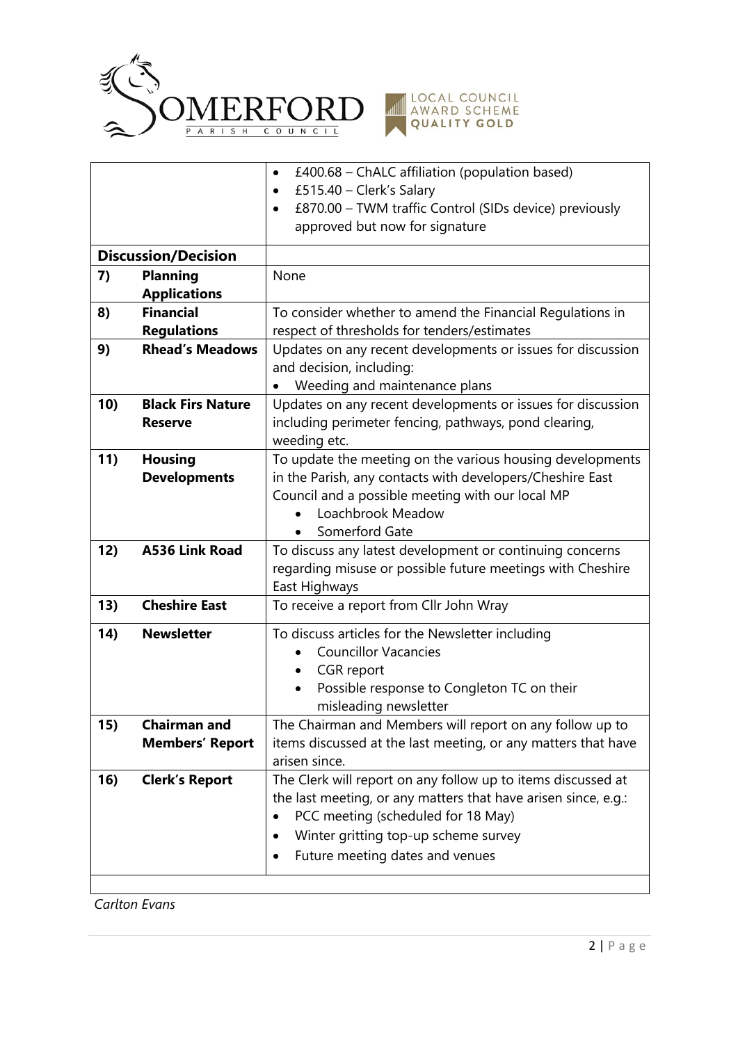| | | |
|---|---|---|
| | | • £400.68 – ChALC affiliation (population based)<br>• £515.40 – Clerk's Salary<br>• £870.00 – TWM traffic Control (SIDs device) previously approved but now for signature |
| **Discussion/Decision** | | |
| **7)** | **Planning Applications** | None |
| **8)** | **Financial Regulations** | To consider whether to amend the Financial Regulations in respect of thresholds for tenders/estimates |
| **9)** | **Rhead's Meadows** | Updates on any recent developments or issues for discussion and decision, including:<br>• Weeding and maintenance plans |
| **10)** | **Black Firs Nature Reserve** | Updates on any recent developments or issues for discussion including perimeter fencing, pathways, pond clearing, weeding etc. |
| **11)** | **Housing Developments** | To update the meeting on the various housing developments in the Parish, any contacts with developers/Cheshire East Council and a possible meeting with our local MP<br>• Loachbrook Meadow<br>• Somerford Gate |
| **12)** | **A536 Link Road** | To discuss any latest development or continuing concerns regarding misuse or possible future meetings with Cheshire East Highways |
| **13)** | **Cheshire East** | To receive a report from Cllr John Wray |
| **14)** | **Newsletter** | To discuss articles for the Newsletter including<br>• Councillor Vacancies<br>• CGR report<br>• Possible response to Congleton TC on their misleading newsletter |
| **15)** | **Chairman and Members' Report** | The Chairman and Members will report on any follow up to items discussed at the last meeting, or any matters that have arisen since. |
| **16)** | **Clerk's Report** | The Clerk will report on any follow up to items discussed at the last meeting, or any matters that have arisen since, e.g.:<br>• PCC meeting (scheduled for 18 May)<br>• Winter gritting top-up scheme survey<br>• Future meeting dates and venues |

*Carlton Evans*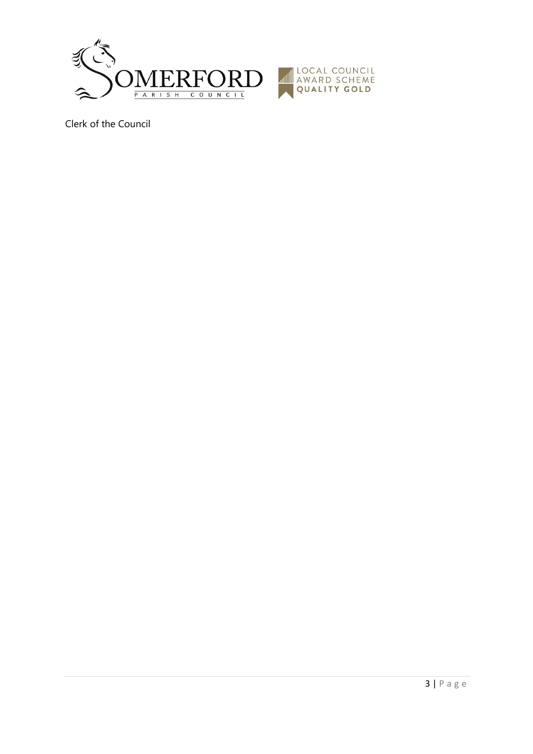Clerk of the Council